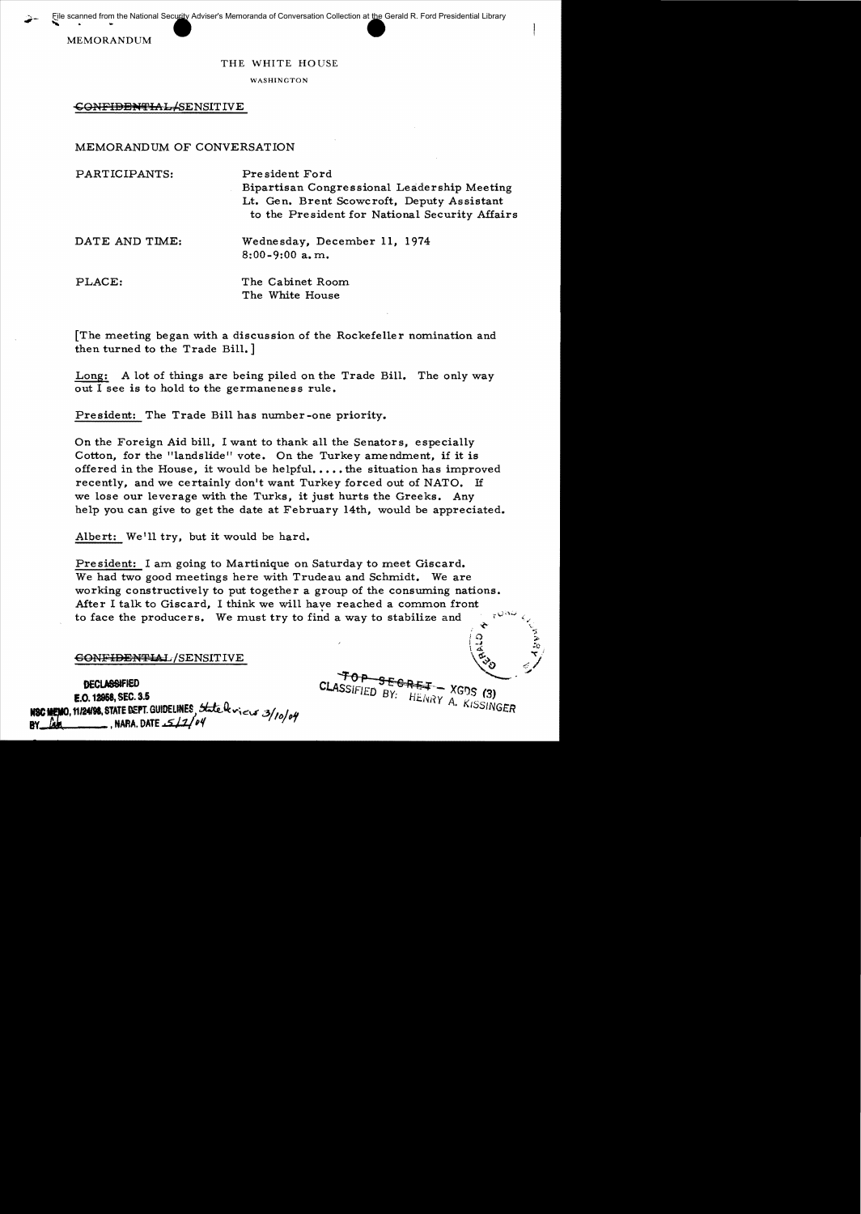File scanned from the National Security Adviser's Memoranda of Conversation Collection at the Gerald R. Ford Presidential Library

MEMORANDUM

THE WHITE HOUSE

WASHINGTON

~~CONFIDENTIAL~~/SENSITIVE

MEMORANDUM OF CONVERSATION

PARTICIPANTS: President Ford
Bipartisan Congressional Leadership Meeting
Lt. Gen. Brent Scowcroft, Deputy Assistant to the President for National Security Affairs

DATE AND TIME: Wednesday, December 11, 1974
8:00-9:00 a.m.

PLACE: The Cabinet Room
The White House

[The meeting began with a discussion of the Rockefeller nomination and then turned to the Trade Bill.]

Long: A lot of things are being piled on the Trade Bill. The only way out I see is to hold to the germaneness rule.

President: The Trade Bill has number-one priority.

On the Foreign Aid bill, I want to thank all the Senators, especially Cotton, for the "landslide" vote. On the Turkey amendment, if it is offered in the House, it would be helpful..... the situation has improved recently, and we certainly don't want Turkey forced out of NATO. If we lose our leverage with the Turks, it just hurts the Greeks. Any help you can give to get the date at February 14th, would be appreciated.

Albert: We'll try, but it would be hard.

President: I am going to Martinique on Saturday to meet Giscard. We had two good meetings here with Trudeau and Schmidt. We are working constructively to put together a group of the consuming nations. After I talk to Giscard, I think we will have reached a common front to face the producers. We must try to find a way to stabilize and

~~CONFIDENTIAL~~/SENSITIVE

DECLASSIFIED
E.O. 12958, SEC. 3.5
NSC MEMO, 11/24/98, STATE DEPT. GUIDELINES, State Review 3/10/04
BY ____, NARA, DATE 5/12/04

~~TOP SECRET~~ – XGDS (3)
CLASSIFIED BY: HENRY A. KISSINGER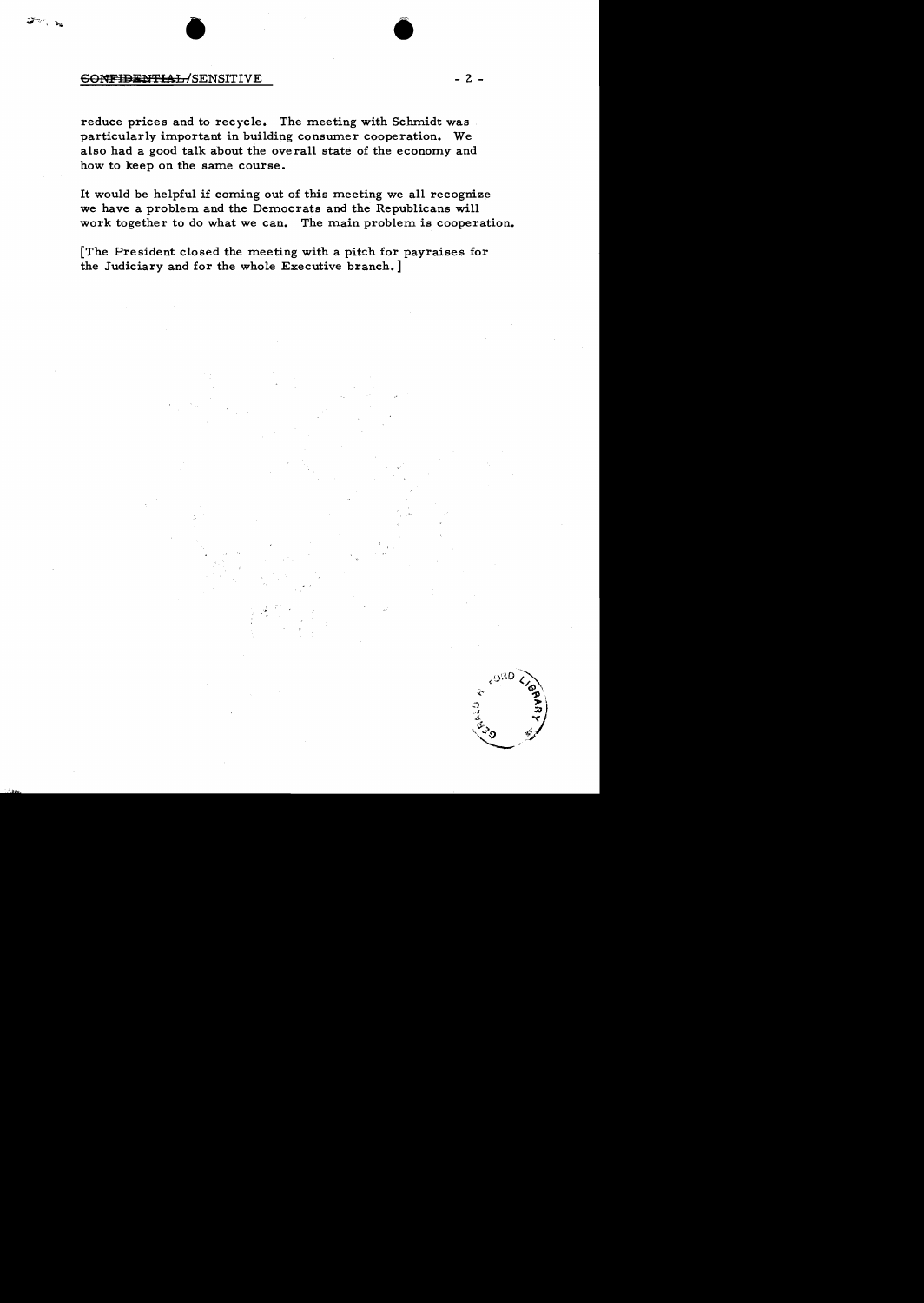reduce prices and to recycle. The meeting with Schmidt was particularly important in building consumer cooperation. We also had a good talk about the overall state of the economy and how to keep on the same course.

It would be helpful if coming out of this meeting we all recognize we have a problem and the Democrats and the Republicans will work together to do what we can. The main problem is cooperation.

[The President closed the meeting with a pitch for payraises for the Judiciary and for the whole Executive branch.]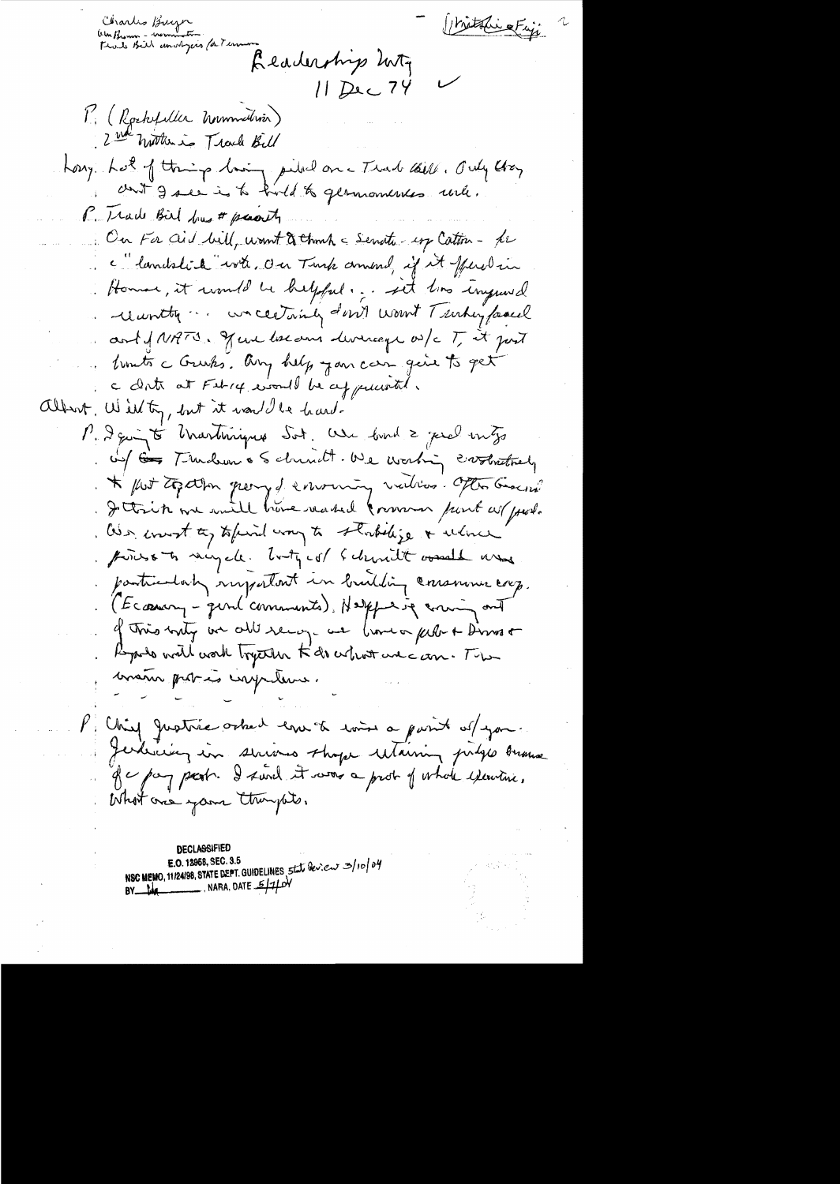Charles Boyer
Wm Broom - nomination
Trade Bill analysis for Taiwan

Whitehouse Fuji

Leadership Mtg
11 Dec 74

P. (Rockefeller nomination)
2nd matter is Trade Bill

Long. Lot of things being piled on c Trade Bill. Only thing I see is to hold to germaneness rule.

P. Trade Bill has # priority
On For Aid bill, want to thank c Senate - esp Cotton - for c "landslide" vote. On Turk amend, if it prevailed in House, it would be helpful... it has improved security... we certainly don't want Turkey forced out of NATO. If we lose our leverage w/c T, it just hurts c Greeks. Any help you can give to get c date at Feb 14 would be appreciated.

Albert. Will try, but it would be hard.

P. I going to Martinique Sat. We had 2 good mtgs w/ Trudeau & Schmidt. We working constructively to put together program of consuming nations. After Giscard I think we will have reached common point w/ prod. We must try to find way to stabilize & reduce prices & recycle. Mtg w/ Schmidt would was particularly important in building economic coop. (Economy - good comments). Happy it came out of this mtg we all recog. we have a prob & Dems & Repubs will work together to do what we can. The main prob is inflation.

P. Chief Justice asked me to raise a point w/ you. Judiciary in serious shape retaining judges because of c pay prob. I said it was a prob of whole executive. What are your thoughts.

DECLASSIFIED
E.O. 12958, SEC. 3.5
NSC MEMO, 11/24/98, STATE DEPT. GUIDELINES State Review 3/10/04
BY ___ NARA, DATE 5/7/04